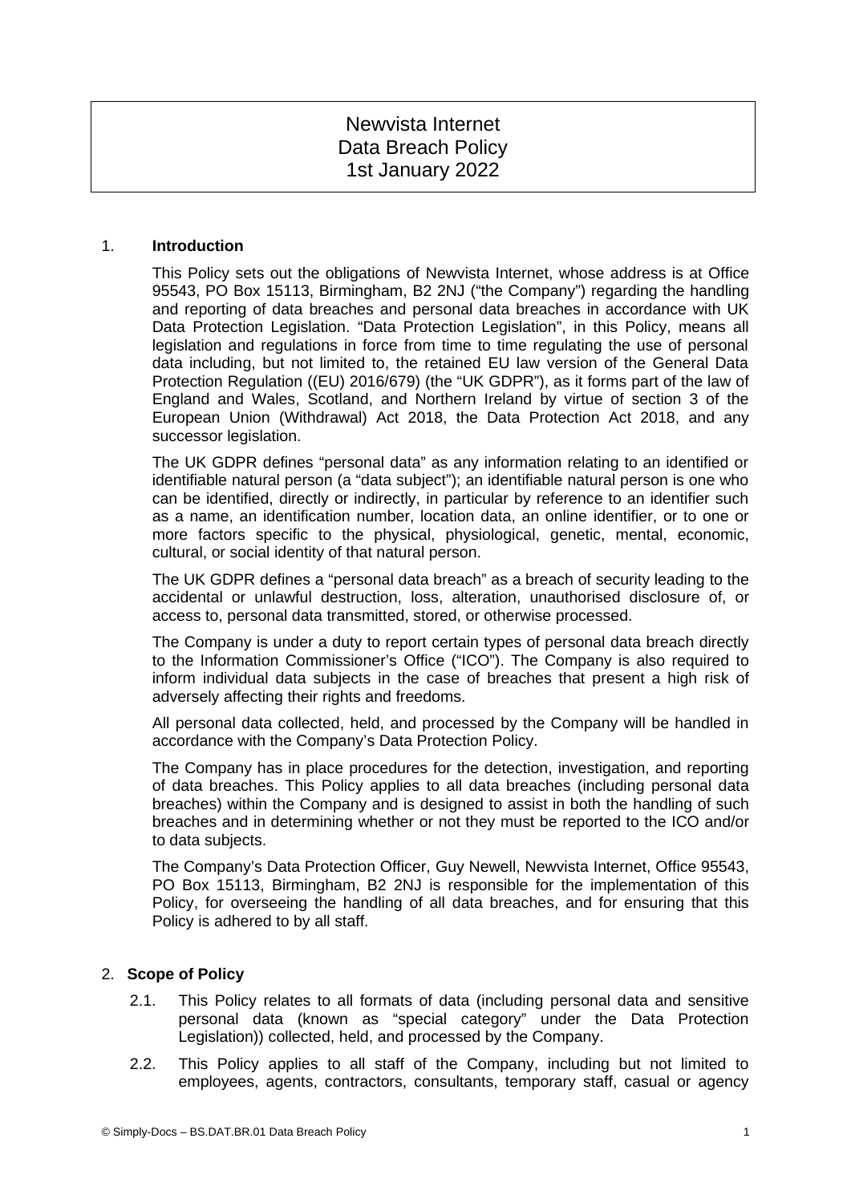# Newvista Internet
# Data Breach Policy
# 1st January 2022

## 1. Introduction

This Policy sets out the obligations of Newvista Internet, whose address is at Office 95543, PO Box 15113, Birmingham, B2 2NJ ("the Company") regarding the handling and reporting of data breaches and personal data breaches in accordance with UK Data Protection Legislation. "Data Protection Legislation", in this Policy, means all legislation and regulations in force from time to time regulating the use of personal data including, but not limited to, the retained EU law version of the General Data Protection Regulation ((EU) 2016/679) (the "UK GDPR"), as it forms part of the law of England and Wales, Scotland, and Northern Ireland by virtue of section 3 of the European Union (Withdrawal) Act 2018, the Data Protection Act 2018, and any successor legislation.

The UK GDPR defines "personal data" as any information relating to an identified or identifiable natural person (a "data subject"); an identifiable natural person is one who can be identified, directly or indirectly, in particular by reference to an identifier such as a name, an identification number, location data, an online identifier, or to one or more factors specific to the physical, physiological, genetic, mental, economic, cultural, or social identity of that natural person.

The UK GDPR defines a "personal data breach" as a breach of security leading to the accidental or unlawful destruction, loss, alteration, unauthorised disclosure of, or access to, personal data transmitted, stored, or otherwise processed.

The Company is under a duty to report certain types of personal data breach directly to the Information Commissioner's Office ("ICO"). The Company is also required to inform individual data subjects in the case of breaches that present a high risk of adversely affecting their rights and freedoms.

All personal data collected, held, and processed by the Company will be handled in accordance with the Company's Data Protection Policy.

The Company has in place procedures for the detection, investigation, and reporting of data breaches. This Policy applies to all data breaches (including personal data breaches) within the Company and is designed to assist in both the handling of such breaches and in determining whether or not they must be reported to the ICO and/or to data subjects.

The Company's Data Protection Officer, Guy Newell, Newvista Internet, Office 95543, PO Box 15113, Birmingham, B2 2NJ is responsible for the implementation of this Policy, for overseeing the handling of all data breaches, and for ensuring that this Policy is adhered to by all staff.

## 2. Scope of Policy

2.1. This Policy relates to all formats of data (including personal data and sensitive personal data (known as "special category" under the Data Protection Legislation)) collected, held, and processed by the Company.

2.2. This Policy applies to all staff of the Company, including but not limited to employees, agents, contractors, consultants, temporary staff, casual or agency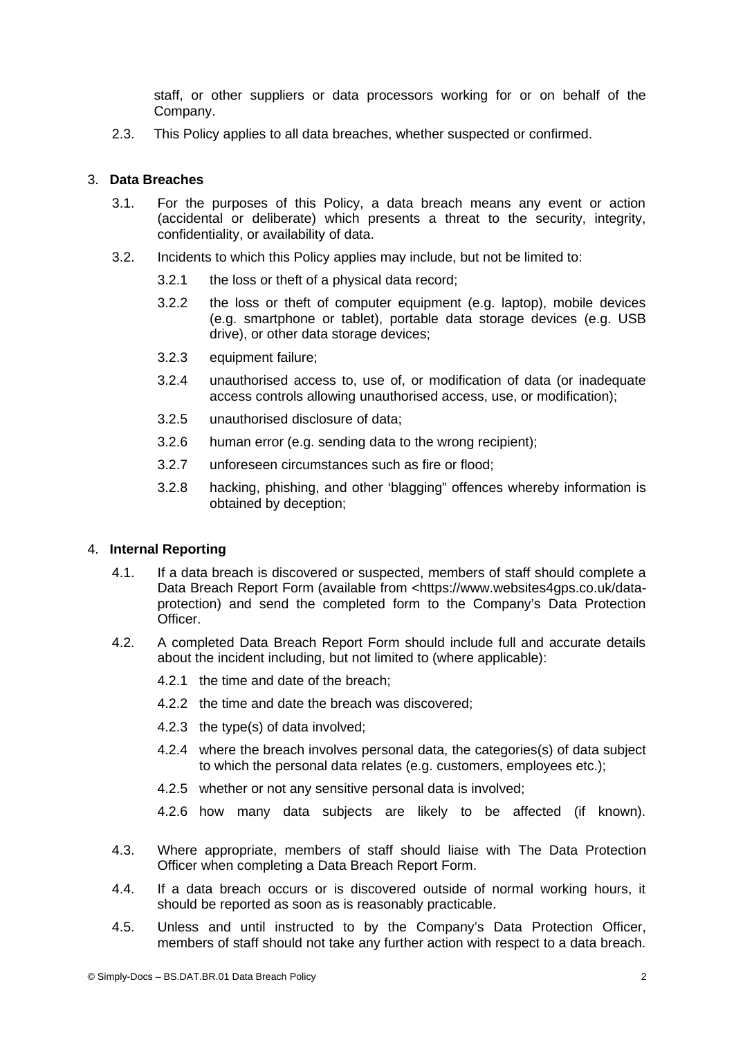staff, or other suppliers or data processors working for or on behalf of the Company.

2.3. This Policy applies to all data breaches, whether suspected or confirmed.

3. **Data Breaches**

3.1. For the purposes of this Policy, a data breach means any event or action (accidental or deliberate) which presents a threat to the security, integrity, confidentiality, or availability of data.

3.2. Incidents to which this Policy applies may include, but not be limited to:

3.2.1 the loss or theft of a physical data record;

3.2.2 the loss or theft of computer equipment (e.g. laptop), mobile devices (e.g. smartphone or tablet), portable data storage devices (e.g. USB drive), or other data storage devices;

3.2.3 equipment failure;

3.2.4 unauthorised access to, use of, or modification of data (or inadequate access controls allowing unauthorised access, use, or modification);

3.2.5 unauthorised disclosure of data;

3.2.6 human error (e.g. sending data to the wrong recipient);

3.2.7 unforeseen circumstances such as fire or flood;

3.2.8 hacking, phishing, and other 'blagging" offences whereby information is obtained by deception;

4. **Internal Reporting**

4.1. If a data breach is discovered or suspected, members of staff should complete a Data Breach Report Form (available from <https://www.websites4gps.co.uk/data-protection) and send the completed form to the Company's Data Protection Officer.

4.2. A completed Data Breach Report Form should include full and accurate details about the incident including, but not limited to (where applicable):

4.2.1 the time and date of the breach;

4.2.2 the time and date the breach was discovered;

4.2.3 the type(s) of data involved;

4.2.4 where the breach involves personal data, the categories(s) of data subject to which the personal data relates (e.g. customers, employees etc.);

4.2.5 whether or not any sensitive personal data is involved;

4.2.6 how many data subjects are likely to be affected (if known).

4.3. Where appropriate, members of staff should liaise with The Data Protection Officer when completing a Data Breach Report Form.

4.4. If a data breach occurs or is discovered outside of normal working hours, it should be reported as soon as is reasonably practicable.

4.5. Unless and until instructed to by the Company's Data Protection Officer, members of staff should not take any further action with respect to a data breach.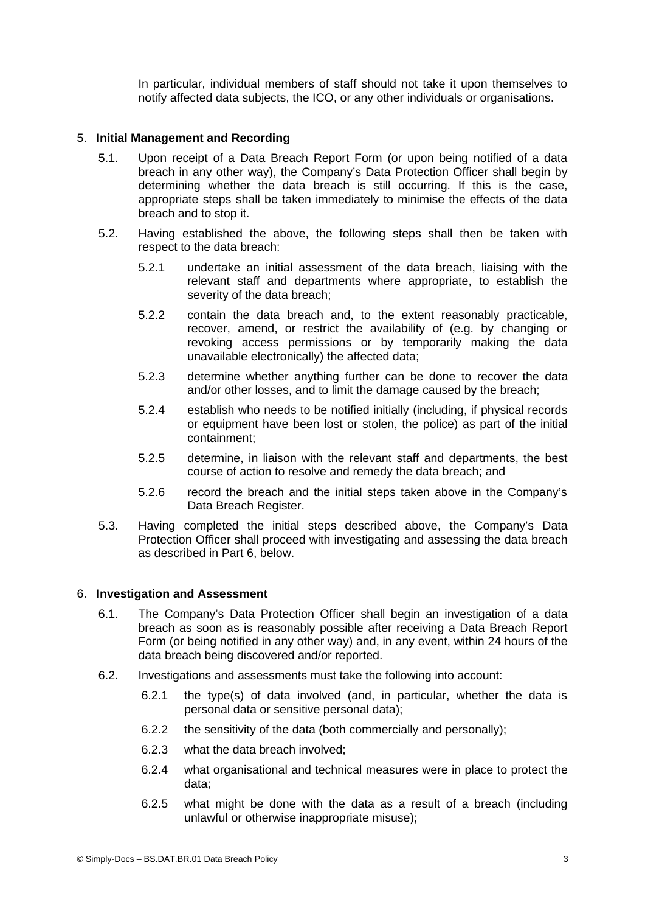In particular, individual members of staff should not take it upon themselves to notify affected data subjects, the ICO, or any other individuals or organisations.

## 5. Initial Management and Recording

5.1. Upon receipt of a Data Breach Report Form (or upon being notified of a data breach in any other way), the Company's Data Protection Officer shall begin by determining whether the data breach is still occurring. If this is the case, appropriate steps shall be taken immediately to minimise the effects of the data breach and to stop it.

5.2. Having established the above, the following steps shall then be taken with respect to the data breach:

5.2.1 undertake an initial assessment of the data breach, liaising with the relevant staff and departments where appropriate, to establish the severity of the data breach;

5.2.2 contain the data breach and, to the extent reasonably practicable, recover, amend, or restrict the availability of (e.g. by changing or revoking access permissions or by temporarily making the data unavailable electronically) the affected data;

5.2.3 determine whether anything further can be done to recover the data and/or other losses, and to limit the damage caused by the breach;

5.2.4 establish who needs to be notified initially (including, if physical records or equipment have been lost or stolen, the police) as part of the initial containment;

5.2.5 determine, in liaison with the relevant staff and departments, the best course of action to resolve and remedy the data breach; and

5.2.6 record the breach and the initial steps taken above in the Company's Data Breach Register.

5.3. Having completed the initial steps described above, the Company's Data Protection Officer shall proceed with investigating and assessing the data breach as described in Part 6, below.

## 6. Investigation and Assessment

6.1. The Company's Data Protection Officer shall begin an investigation of a data breach as soon as is reasonably possible after receiving a Data Breach Report Form (or being notified in any other way) and, in any event, within 24 hours of the data breach being discovered and/or reported.

6.2. Investigations and assessments must take the following into account:

6.2.1 the type(s) of data involved (and, in particular, whether the data is personal data or sensitive personal data);

6.2.2 the sensitivity of the data (both commercially and personally);

6.2.3 what the data breach involved;

6.2.4 what organisational and technical measures were in place to protect the data;

6.2.5 what might be done with the data as a result of a breach (including unlawful or otherwise inappropriate misuse);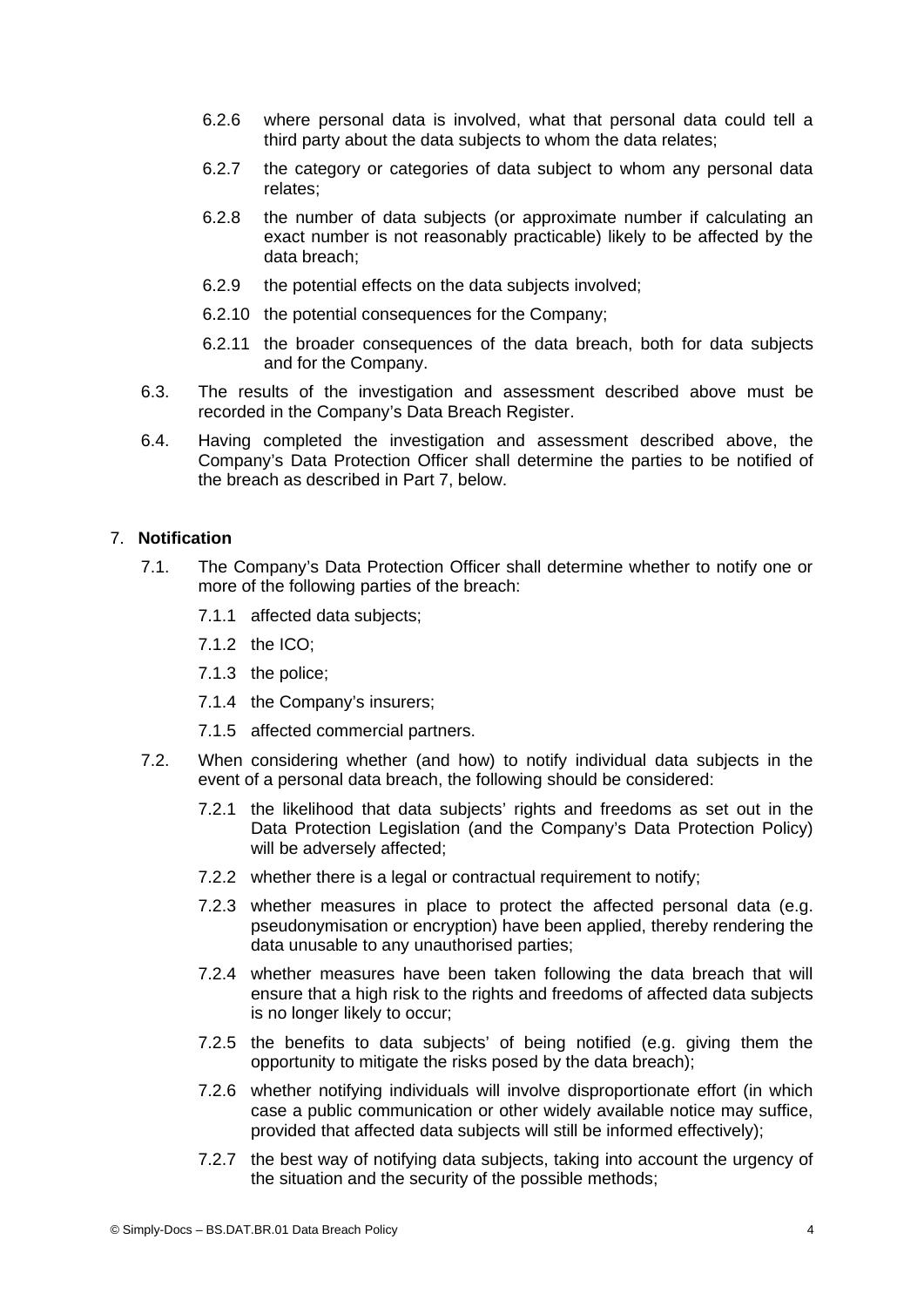6.2.6 where personal data is involved, what that personal data could tell a third party about the data subjects to whom the data relates;

6.2.7 the category or categories of data subject to whom any personal data relates;

6.2.8 the number of data subjects (or approximate number if calculating an exact number is not reasonably practicable) likely to be affected by the data breach;

6.2.9 the potential effects on the data subjects involved;

6.2.10 the potential consequences for the Company;

6.2.11 the broader consequences of the data breach, both for data subjects and for the Company.

6.3. The results of the investigation and assessment described above must be recorded in the Company's Data Breach Register.

6.4. Having completed the investigation and assessment described above, the Company's Data Protection Officer shall determine the parties to be notified of the breach as described in Part 7, below.

## 7. Notification

7.1. The Company's Data Protection Officer shall determine whether to notify one or more of the following parties of the breach:

7.1.1 affected data subjects;

7.1.2 the ICO;

7.1.3 the police;

7.1.4 the Company's insurers;

7.1.5 affected commercial partners.

7.2. When considering whether (and how) to notify individual data subjects in the event of a personal data breach, the following should be considered:

7.2.1 the likelihood that data subjects' rights and freedoms as set out in the Data Protection Legislation (and the Company's Data Protection Policy) will be adversely affected;

7.2.2 whether there is a legal or contractual requirement to notify;

7.2.3 whether measures in place to protect the affected personal data (e.g. pseudonymisation or encryption) have been applied, thereby rendering the data unusable to any unauthorised parties;

7.2.4 whether measures have been taken following the data breach that will ensure that a high risk to the rights and freedoms of affected data subjects is no longer likely to occur;

7.2.5 the benefits to data subjects' of being notified (e.g. giving them the opportunity to mitigate the risks posed by the data breach);

7.2.6 whether notifying individuals will involve disproportionate effort (in which case a public communication or other widely available notice may suffice, provided that affected data subjects will still be informed effectively);

7.2.7 the best way of notifying data subjects, taking into account the urgency of the situation and the security of the possible methods;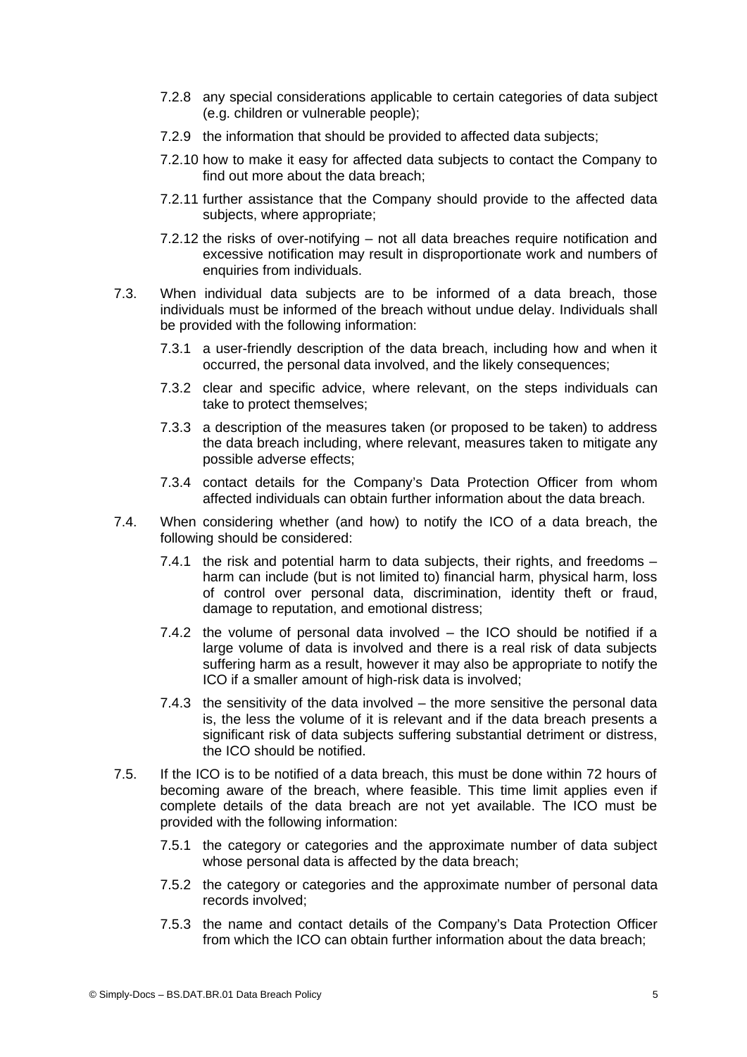7.2.8 any special considerations applicable to certain categories of data subject (e.g. children or vulnerable people);

7.2.9 the information that should be provided to affected data subjects;

7.2.10 how to make it easy for affected data subjects to contact the Company to find out more about the data breach;

7.2.11 further assistance that the Company should provide to the affected data subjects, where appropriate;

7.2.12 the risks of over-notifying – not all data breaches require notification and excessive notification may result in disproportionate work and numbers of enquiries from individuals.

7.3. When individual data subjects are to be informed of a data breach, those individuals must be informed of the breach without undue delay. Individuals shall be provided with the following information:

7.3.1 a user-friendly description of the data breach, including how and when it occurred, the personal data involved, and the likely consequences;

7.3.2 clear and specific advice, where relevant, on the steps individuals can take to protect themselves;

7.3.3 a description of the measures taken (or proposed to be taken) to address the data breach including, where relevant, measures taken to mitigate any possible adverse effects;

7.3.4 contact details for the Company's Data Protection Officer from whom affected individuals can obtain further information about the data breach.

7.4. When considering whether (and how) to notify the ICO of a data breach, the following should be considered:

7.4.1 the risk and potential harm to data subjects, their rights, and freedoms – harm can include (but is not limited to) financial harm, physical harm, loss of control over personal data, discrimination, identity theft or fraud, damage to reputation, and emotional distress;

7.4.2 the volume of personal data involved – the ICO should be notified if a large volume of data is involved and there is a real risk of data subjects suffering harm as a result, however it may also be appropriate to notify the ICO if a smaller amount of high-risk data is involved;

7.4.3 the sensitivity of the data involved – the more sensitive the personal data is, the less the volume of it is relevant and if the data breach presents a significant risk of data subjects suffering substantial detriment or distress, the ICO should be notified.

7.5. If the ICO is to be notified of a data breach, this must be done within 72 hours of becoming aware of the breach, where feasible. This time limit applies even if complete details of the data breach are not yet available. The ICO must be provided with the following information:

7.5.1 the category or categories and the approximate number of data subject whose personal data is affected by the data breach;

7.5.2 the category or categories and the approximate number of personal data records involved;

7.5.3 the name and contact details of the Company's Data Protection Officer from which the ICO can obtain further information about the data breach;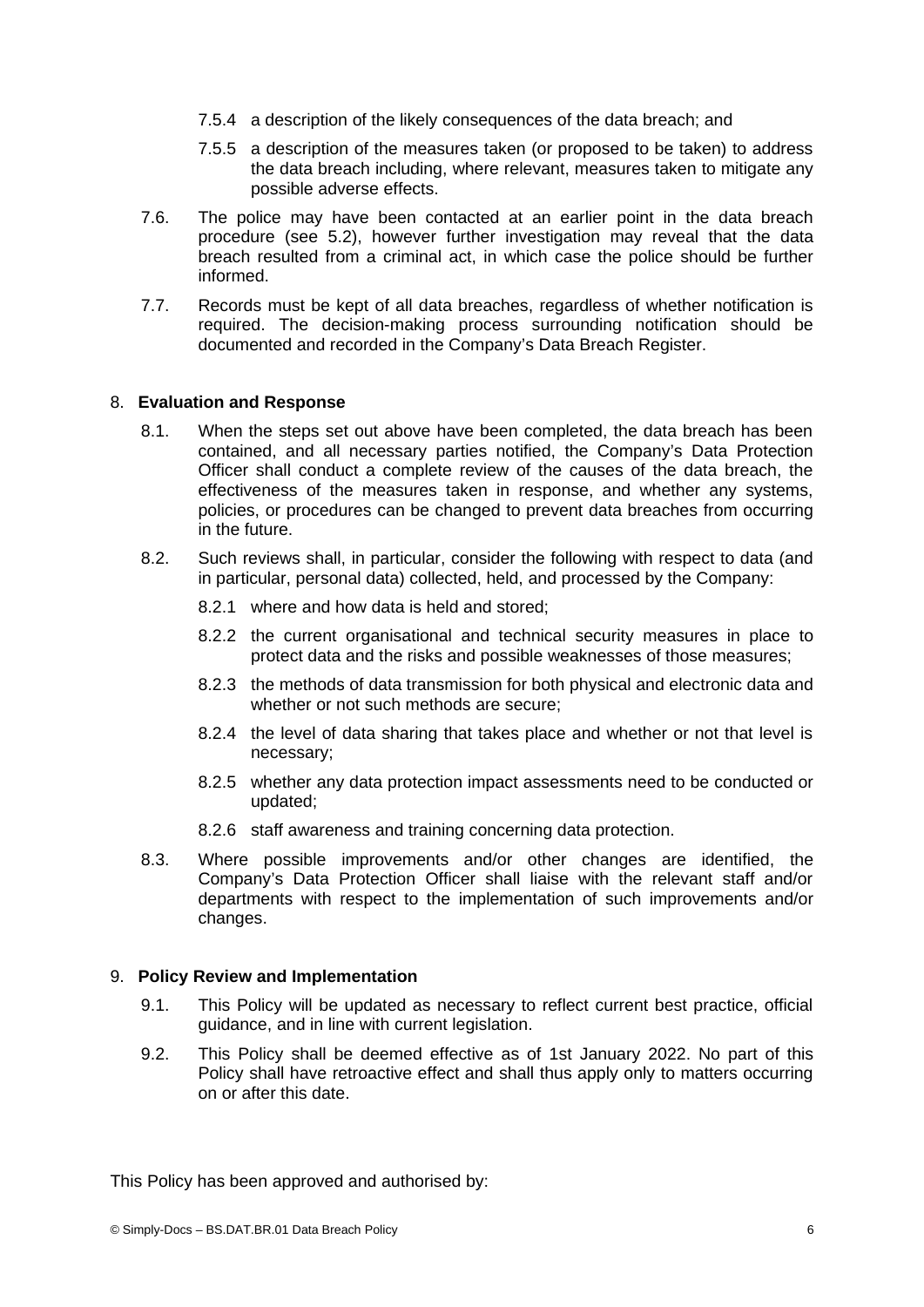7.5.4 a description of the likely consequences of the data breach; and

7.5.5 a description of the measures taken (or proposed to be taken) to address the data breach including, where relevant, measures taken to mitigate any possible adverse effects.

7.6. The police may have been contacted at an earlier point in the data breach procedure (see 5.2), however further investigation may reveal that the data breach resulted from a criminal act, in which case the police should be further informed.

7.7. Records must be kept of all data breaches, regardless of whether notification is required. The decision-making process surrounding notification should be documented and recorded in the Company's Data Breach Register.

## 8. **Evaluation and Response**

8.1. When the steps set out above have been completed, the data breach has been contained, and all necessary parties notified, the Company's Data Protection Officer shall conduct a complete review of the causes of the data breach, the effectiveness of the measures taken in response, and whether any systems, policies, or procedures can be changed to prevent data breaches from occurring in the future.

8.2. Such reviews shall, in particular, consider the following with respect to data (and in particular, personal data) collected, held, and processed by the Company:

8.2.1 where and how data is held and stored;

8.2.2 the current organisational and technical security measures in place to protect data and the risks and possible weaknesses of those measures;

8.2.3 the methods of data transmission for both physical and electronic data and whether or not such methods are secure;

8.2.4 the level of data sharing that takes place and whether or not that level is necessary;

8.2.5 whether any data protection impact assessments need to be conducted or updated;

8.2.6 staff awareness and training concerning data protection.

8.3. Where possible improvements and/or other changes are identified, the Company's Data Protection Officer shall liaise with the relevant staff and/or departments with respect to the implementation of such improvements and/or changes.

## 9. **Policy Review and Implementation**

9.1. This Policy will be updated as necessary to reflect current best practice, official guidance, and in line with current legislation.

9.2. This Policy shall be deemed effective as of 1st January 2022. No part of this Policy shall have retroactive effect and shall thus apply only to matters occurring on or after this date.

This Policy has been approved and authorised by: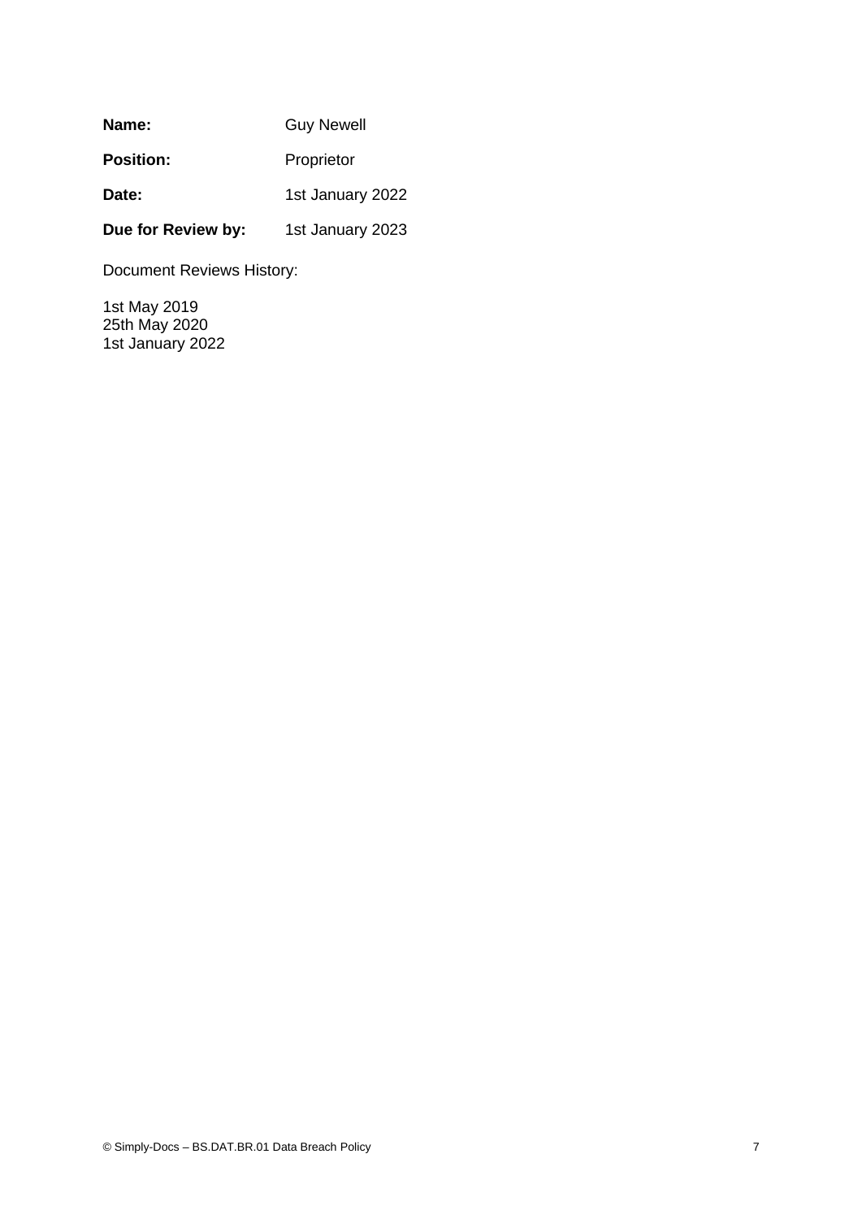| | |
|---|---|
| **Name:** | Guy Newell |
| **Position:** | Proprietor |
| **Date:** | 1st January 2022 |
| **Due for Review by:** | 1st January 2023 |

Document Reviews History:

1st May 2019
25th May 2020
1st January 2022